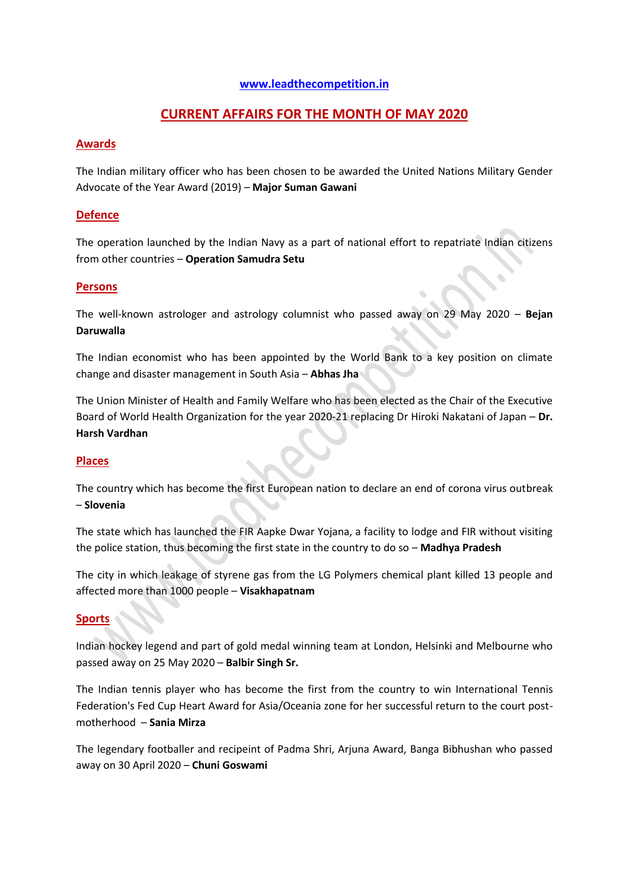**www.leadthecompetition.in**

# CURRENT AFFAIRS FOR THE MONTH OF MAY 2020

## Awards

The Indian military officer who has been chosen to be awarded the United Nations Military Gender Advocate of the Year Award (2019) – **Major Suman Gawani**

## Defence

The operation launched by the Indian Navy as a part of national effort to repatriate Indian citizens from other countries – **Operation Samudra Setu**

## Persons

The well-known astrologer and astrology columnist who passed away on 29 May 2020 – **Bejan Daruwalla**

The Indian economist who has been appointed by the World Bank to a key position on climate change and disaster management in South Asia – **Abhas Jha**

The Union Minister of Health and Family Welfare who has been elected as the Chair of the Executive Board of World Health Organization for the year 2020-21 replacing Dr Hiroki Nakatani of Japan – **Dr. Harsh Vardhan**

## Places

The country which has become the first European nation to declare an end of corona virus outbreak – **Slovenia**

The state which has launched the FIR Aapke Dwar Yojana, a facility to lodge and FIR without visiting the police station, thus becoming the first state in the country to do so – **Madhya Pradesh**

The city in which leakage of styrene gas from the LG Polymers chemical plant killed 13 people and affected more than 1000 people – **Visakhapatnam**

## Sports

Indian hockey legend and part of gold medal winning team at London, Helsinki and Melbourne who passed away on 25 May 2020 – **Balbir Singh Sr.**

The Indian tennis player who has become the first from the country to win International Tennis Federation's Fed Cup Heart Award for Asia/Oceania zone for her successful return to the court post-motherhood – **Sania Mirza**

The legendary footballer and recipeint of Padma Shri, Arjuna Award, Banga Bibhushan who passed away on 30 April 2020 – **Chuni Goswami**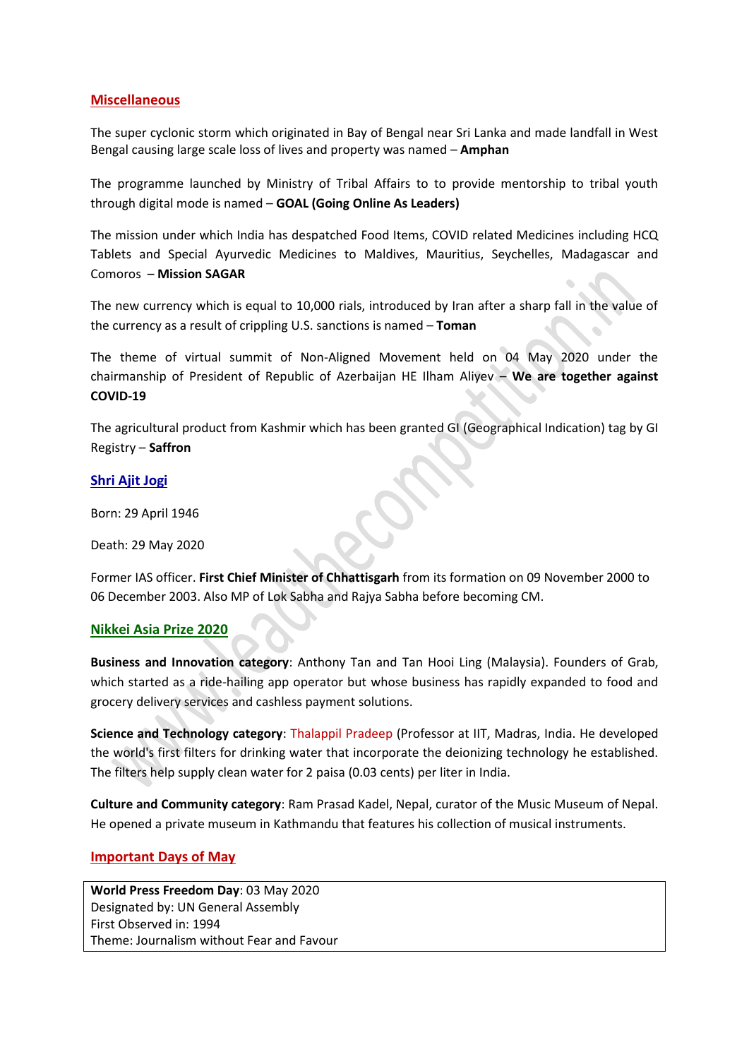## Miscellaneous

The super cyclonic storm which originated in Bay of Bengal near Sri Lanka and made landfall in West Bengal causing large scale loss of lives and property was named – **Amphan**

The programme launched by Ministry of Tribal Affairs to to provide mentorship to tribal youth through digital mode is named – **GOAL (Going Online As Leaders)**

The mission under which India has despatched Food Items, COVID related Medicines including HCQ Tablets and Special Ayurvedic Medicines to Maldives, Mauritius, Seychelles, Madagascar and Comoros – **Mission SAGAR**

The new currency which is equal to 10,000 rials, introduced by Iran after a sharp fall in the value of the currency as a result of crippling U.S. sanctions is named – **Toman**

The theme of virtual summit of Non-Aligned Movement held on 04 May 2020 under the chairmanship of President of Republic of Azerbaijan HE Ilham Aliyev – **We are together against COVID-19**

The agricultural product from Kashmir which has been granted GI (Geographical Indication) tag by GI Registry – **Saffron**

## Shri Ajit Jogi

Born: 29 April 1946

Death: 29 May 2020

Former IAS officer. **First Chief Minister of Chhattisgarh** from its formation on 09 November 2000 to 06 December 2003. Also MP of Lok Sabha and Rajya Sabha before becoming CM.

## Nikkei Asia Prize 2020

**Business and Innovation category**: Anthony Tan and Tan Hooi Ling (Malaysia). Founders of Grab, which started as a ride-hailing app operator but whose business has rapidly expanded to food and grocery delivery services and cashless payment solutions.

**Science and Technology category**: Thalappil Pradeep (Professor at IIT, Madras, India. He developed the world's first filters for drinking water that incorporate the deionizing technology he established. The filters help supply clean water for 2 paisa (0.03 cents) per liter in India.

**Culture and Community category**: Ram Prasad Kadel, Nepal, curator of the Music Museum of Nepal. He opened a private museum in Kathmandu that features his collection of musical instruments.

## Important Days of May

**World Press Freedom Day**: 03 May 2020
Designated by: UN General Assembly
First Observed in: 1994
Theme: Journalism without Fear and Favour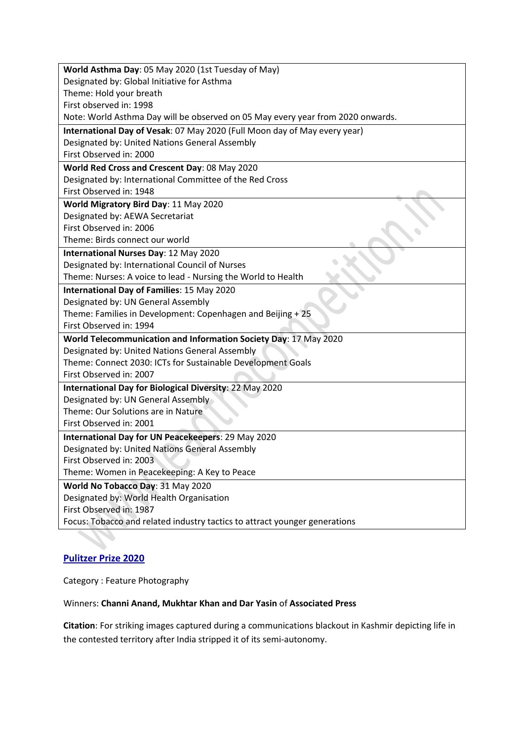| |
|---|
| **World Asthma Day**: 05 May 2020 (1st Tuesday of May)<br>Designated by: Global Initiative for Asthma<br>Theme: Hold your breath<br>First observed in: 1998<br>Note: World Asthma Day will be observed on 05 May every year from 2020 onwards. |
| **International Day of Vesak**: 07 May 2020 (Full Moon day of May every year)<br>Designated by: United Nations General Assembly<br>First Observed in: 2000 |
| **World Red Cross and Crescent Day**: 08 May 2020<br>Designated by: International Committee of the Red Cross<br>First Observed in: 1948 |
| **World Migratory Bird Day**: 11 May 2020<br>Designated by: AEWA Secretariat<br>First Observed in: 2006<br>Theme: Birds connect our world |
| **International Nurses Day**: 12 May 2020<br>Designated by: International Council of Nurses<br>Theme: Nurses: A voice to lead - Nursing the World to Health |
| **International Day of Families**: 15 May 2020<br>Designated by: UN General Assembly<br>Theme: Families in Development: Copenhagen and Beijing + 25<br>First Observed in: 1994 |
| **World Telecommunication and Information Society Day**: 17 May 2020<br>Designated by: United Nations General Assembly<br>Theme: Connect 2030: ICTs for Sustainable Development Goals<br>First Observed in: 2007 |
| **International Day for Biological Diversity**: 22 May 2020<br>Designated by: UN General Assembly<br>Theme: Our Solutions are in Nature<br>First Observed in: 2001 |
| **International Day for UN Peacekeepers**: 29 May 2020<br>Designated by: United Nations General Assembly<br>First Observed in: 2003<br>Theme: Women in Peacekeeping: A Key to Peace |
| **World No Tobacco Day**: 31 May 2020<br>Designated by: World Health Organisation<br>First Observed in: 1987<br>Focus: Tobacco and related industry tactics to attract younger generations |

## Pulitzer Prize 2020

Category : Feature Photography

Winners: **Channi Anand, Mukhtar Khan and Dar Yasin** of **Associated Press**

**Citation**: For striking images captured during a communications blackout in Kashmir depicting life in the contested territory after India stripped it of its semi-autonomy.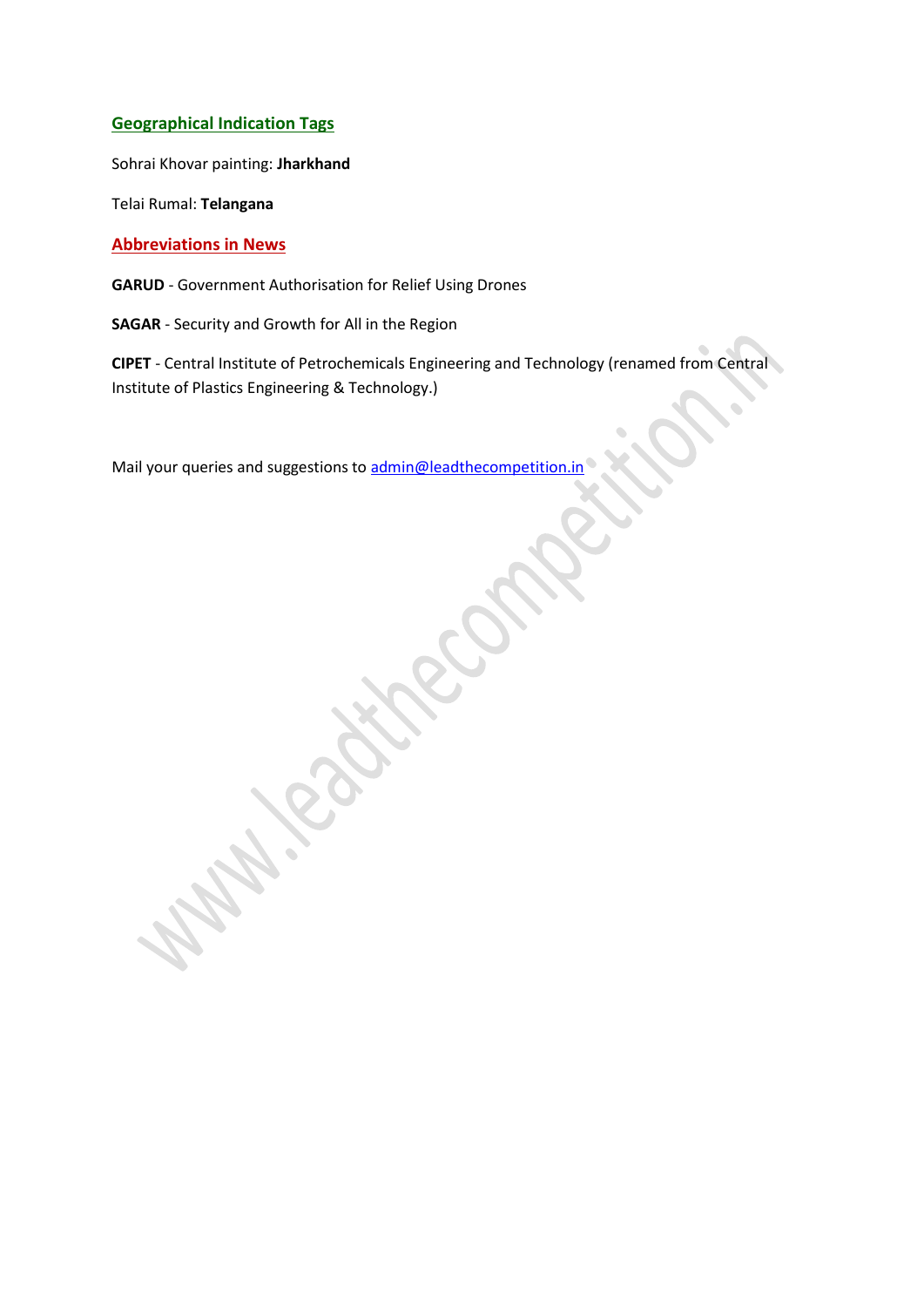## Geographical Indication Tags

Sohrai Khovar painting: **Jharkhand**

Telai Rumal: **Telangana**

## Abbreviations in News

**GARUD** - Government Authorisation for Relief Using Drones

**SAGAR** - Security and Growth for All in the Region

**CIPET** - Central Institute of Petrochemicals Engineering and Technology (renamed from Central Institute of Plastics Engineering & Technology.)

Mail your queries and suggestions to admin@leadthecompetition.in